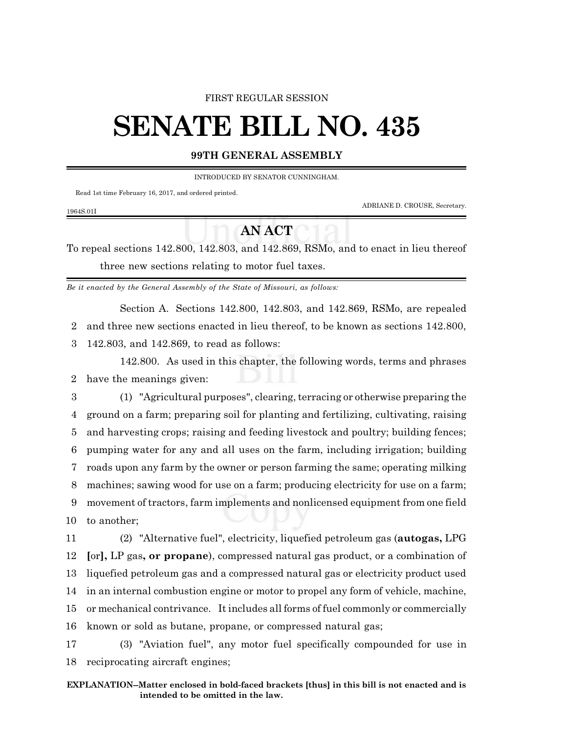FIRST REGULAR SESSION

# SENATE BILL NO. 435

## 99TH GENERAL ASSEMBLY

INTRODUCED BY SENATOR CUNNINGHAM.

Read 1st time February 16, 2017, and ordered printed.

ADRIANE D. CROUSE, Secretary.

1964S.01I

## AN ACT

To repeal sections 142.800, 142.803, and 142.869, RSMo, and to enact in lieu thereof three new sections relating to motor fuel taxes.

*Be it enacted by the General Assembly of the State of Missouri, as follows:*

Section A. Sections 142.800, 142.803, and 142.869, RSMo, are repealed and three new sections enacted in lieu thereof, to be known as sections 142.800, 142.803, and 142.869, to read as follows:

142.800. As used in this chapter, the following words, terms and phrases have the meanings given:

(1) "Agricultural purposes", clearing, terracing or otherwise preparing the ground on a farm; preparing soil for planting and fertilizing, cultivating, raising and harvesting crops; raising and feeding livestock and poultry; building fences; pumping water for any and all uses on the farm, including irrigation; building roads upon any farm by the owner or person farming the same; operating milking machines; sawing wood for use on a farm; producing electricity for use on a farm; movement of tractors, farm implements and nonlicensed equipment from one field to another;

(2) "Alternative fuel", electricity, liquefied petroleum gas (**autogas,** LPG **[**or**],** LP gas**, or propane**), compressed natural gas product, or a combination of liquefied petroleum gas and a compressed natural gas or electricity product used in an internal combustion engine or motor to propel any form of vehicle, machine, or mechanical contrivance. It includes all forms of fuel commonly or commercially known or sold as butane, propane, or compressed natural gas;

(3) "Aviation fuel", any motor fuel specifically compounded for use in reciprocating aircraft engines;

**EXPLANATION–Matter enclosed in bold-faced brackets [thus] in this bill is not enacted and is intended to be omitted in the law.**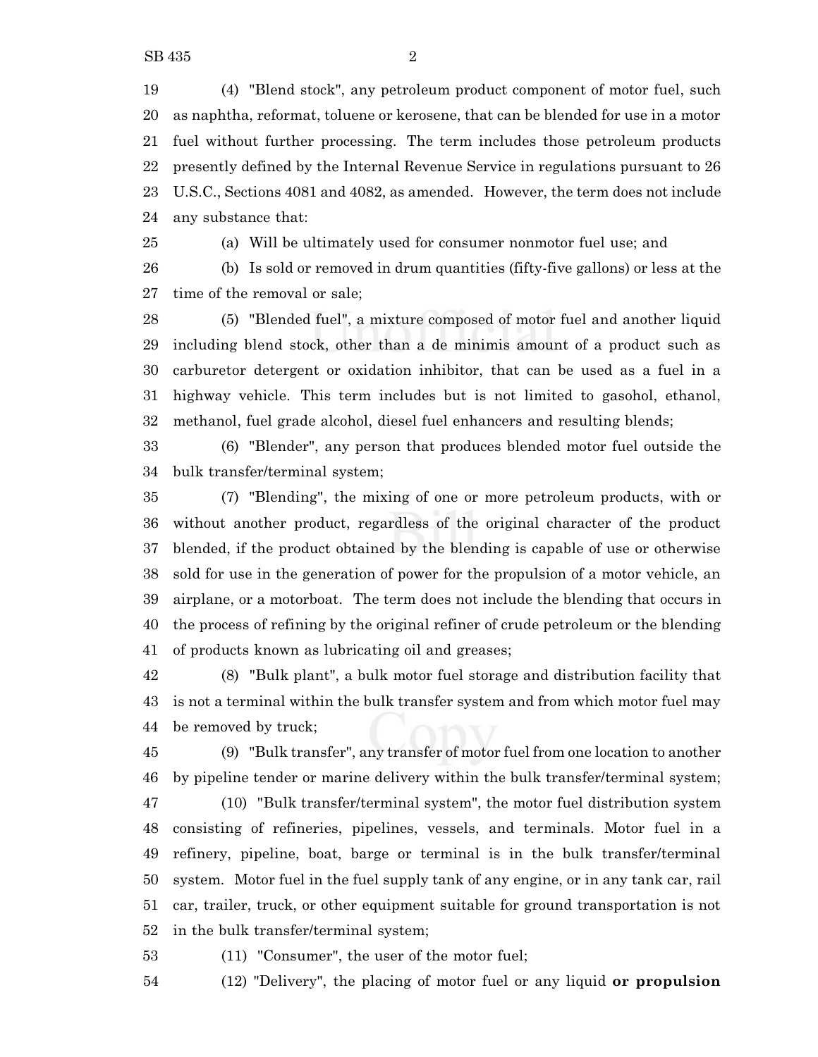(4) "Blend stock", any petroleum product component of motor fuel, such as naphtha, reformat, toluene or kerosene, that can be blended for use in a motor fuel without further processing. The term includes those petroleum products presently defined by the Internal Revenue Service in regulations pursuant to 26 U.S.C., Sections 4081 and 4082, as amended. However, the term does not include any substance that:

(a) Will be ultimately used for consumer nonmotor fuel use; and

(b) Is sold or removed in drum quantities (fifty-five gallons) or less at the time of the removal or sale;

(5) "Blended fuel", a mixture composed of motor fuel and another liquid including blend stock, other than a de minimis amount of a product such as carburetor detergent or oxidation inhibitor, that can be used as a fuel in a highway vehicle. This term includes but is not limited to gasohol, ethanol, methanol, fuel grade alcohol, diesel fuel enhancers and resulting blends;

(6) "Blender", any person that produces blended motor fuel outside the bulk transfer/terminal system;

(7) "Blending", the mixing of one or more petroleum products, with or without another product, regardless of the original character of the product blended, if the product obtained by the blending is capable of use or otherwise sold for use in the generation of power for the propulsion of a motor vehicle, an airplane, or a motorboat. The term does not include the blending that occurs in the process of refining by the original refiner of crude petroleum or the blending of products known as lubricating oil and greases;

(8) "Bulk plant", a bulk motor fuel storage and distribution facility that is not a terminal within the bulk transfer system and from which motor fuel may be removed by truck;

(9) "Bulk transfer", any transfer of motor fuel from one location to another by pipeline tender or marine delivery within the bulk transfer/terminal system;

(10) "Bulk transfer/terminal system", the motor fuel distribution system consisting of refineries, pipelines, vessels, and terminals. Motor fuel in a refinery, pipeline, boat, barge or terminal is in the bulk transfer/terminal system. Motor fuel in the fuel supply tank of any engine, or in any tank car, rail car, trailer, truck, or other equipment suitable for ground transportation is not in the bulk transfer/terminal system;

(11) "Consumer", the user of the motor fuel;

(12) "Delivery", the placing of motor fuel or any liquid **or propulsion**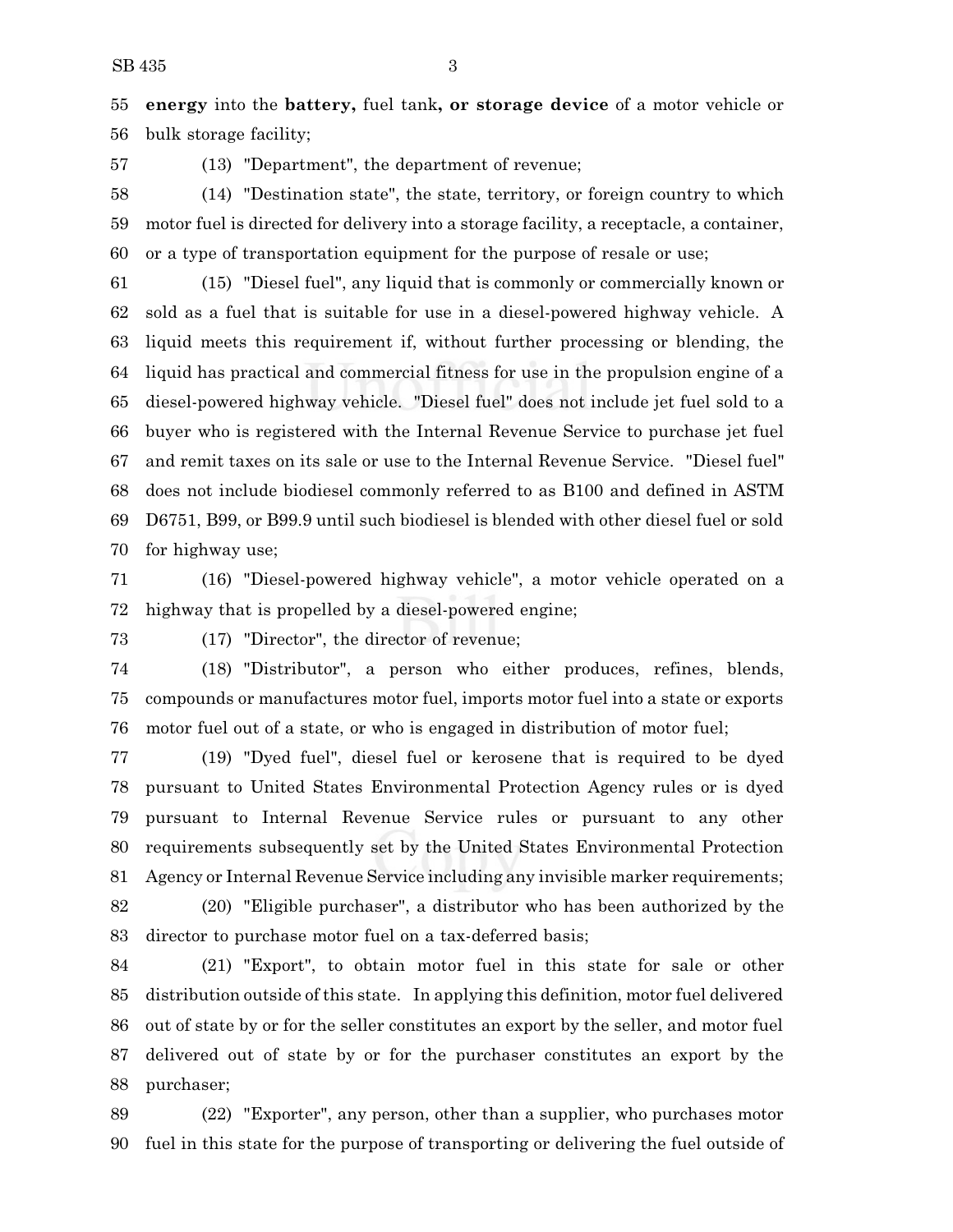**energy** into the **battery,** fuel tank**, or storage device** of a motor vehicle or bulk storage facility;

(13) "Department", the department of revenue;

(14) "Destination state", the state, territory, or foreign country to which motor fuel is directed for delivery into a storage facility, a receptacle, a container, or a type of transportation equipment for the purpose of resale or use;

(15) "Diesel fuel", any liquid that is commonly or commercially known or sold as a fuel that is suitable for use in a diesel-powered highway vehicle. A liquid meets this requirement if, without further processing or blending, the liquid has practical and commercial fitness for use in the propulsion engine of a diesel-powered highway vehicle. "Diesel fuel" does not include jet fuel sold to a buyer who is registered with the Internal Revenue Service to purchase jet fuel and remit taxes on its sale or use to the Internal Revenue Service. "Diesel fuel" does not include biodiesel commonly referred to as B100 and defined in ASTM D6751, B99, or B99.9 until such biodiesel is blended with other diesel fuel or sold for highway use;

(16) "Diesel-powered highway vehicle", a motor vehicle operated on a highway that is propelled by a diesel-powered engine;

(17) "Director", the director of revenue;

(18) "Distributor", a person who either produces, refines, blends, compounds or manufactures motor fuel, imports motor fuel into a state or exports motor fuel out of a state, or who is engaged in distribution of motor fuel;

(19) "Dyed fuel", diesel fuel or kerosene that is required to be dyed pursuant to United States Environmental Protection Agency rules or is dyed pursuant to Internal Revenue Service rules or pursuant to any other requirements subsequently set by the United States Environmental Protection Agency or Internal Revenue Service including any invisible marker requirements;

(20) "Eligible purchaser", a distributor who has been authorized by the director to purchase motor fuel on a tax-deferred basis;

(21) "Export", to obtain motor fuel in this state for sale or other distribution outside of this state. In applying this definition, motor fuel delivered out of state by or for the seller constitutes an export by the seller, and motor fuel delivered out of state by or for the purchaser constitutes an export by the purchaser;

(22) "Exporter", any person, other than a supplier, who purchases motor fuel in this state for the purpose of transporting or delivering the fuel outside of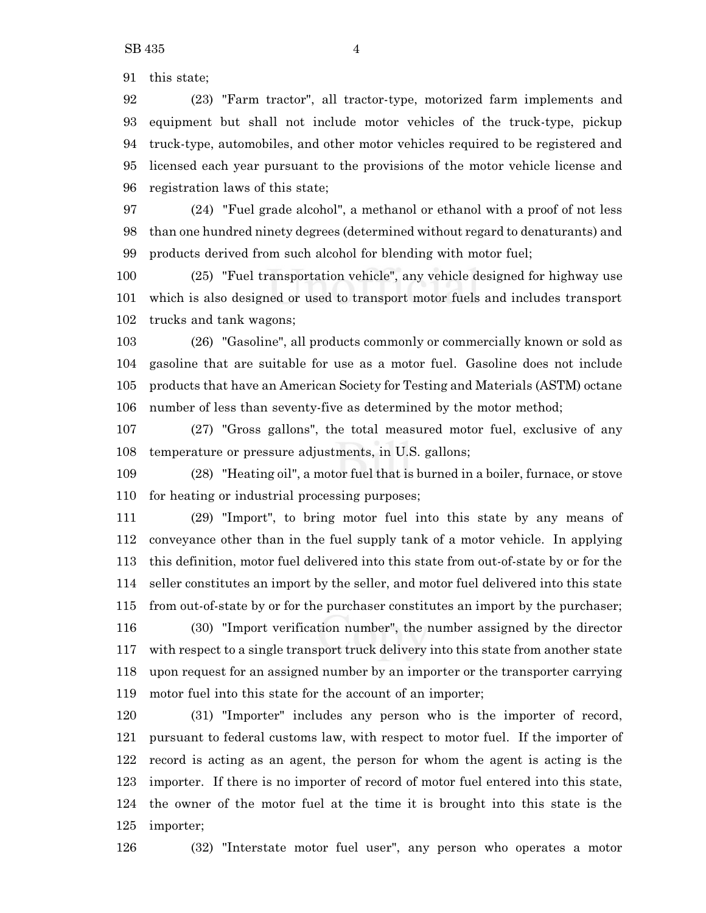this state;

(23) "Farm tractor", all tractor-type, motorized farm implements and equipment but shall not include motor vehicles of the truck-type, pickup truck-type, automobiles, and other motor vehicles required to be registered and licensed each year pursuant to the provisions of the motor vehicle license and registration laws of this state;

(24) "Fuel grade alcohol", a methanol or ethanol with a proof of not less than one hundred ninety degrees (determined without regard to denaturants) and products derived from such alcohol for blending with motor fuel;

(25) "Fuel transportation vehicle", any vehicle designed for highway use which is also designed or used to transport motor fuels and includes transport trucks and tank wagons;

(26) "Gasoline", all products commonly or commercially known or sold as gasoline that are suitable for use as a motor fuel. Gasoline does not include products that have an American Society for Testing and Materials (ASTM) octane number of less than seventy-five as determined by the motor method;

(27) "Gross gallons", the total measured motor fuel, exclusive of any temperature or pressure adjustments, in U.S. gallons;

(28) "Heating oil", a motor fuel that is burned in a boiler, furnace, or stove for heating or industrial processing purposes;

(29) "Import", to bring motor fuel into this state by any means of conveyance other than in the fuel supply tank of a motor vehicle. In applying this definition, motor fuel delivered into this state from out-of-state by or for the seller constitutes an import by the seller, and motor fuel delivered into this state from out-of-state by or for the purchaser constitutes an import by the purchaser;

(30) "Import verification number", the number assigned by the director with respect to a single transport truck delivery into this state from another state upon request for an assigned number by an importer or the transporter carrying motor fuel into this state for the account of an importer;

(31) "Importer" includes any person who is the importer of record, pursuant to federal customs law, with respect to motor fuel. If the importer of record is acting as an agent, the person for whom the agent is acting is the importer. If there is no importer of record of motor fuel entered into this state, the owner of the motor fuel at the time it is brought into this state is the importer;

(32) "Interstate motor fuel user", any person who operates a motor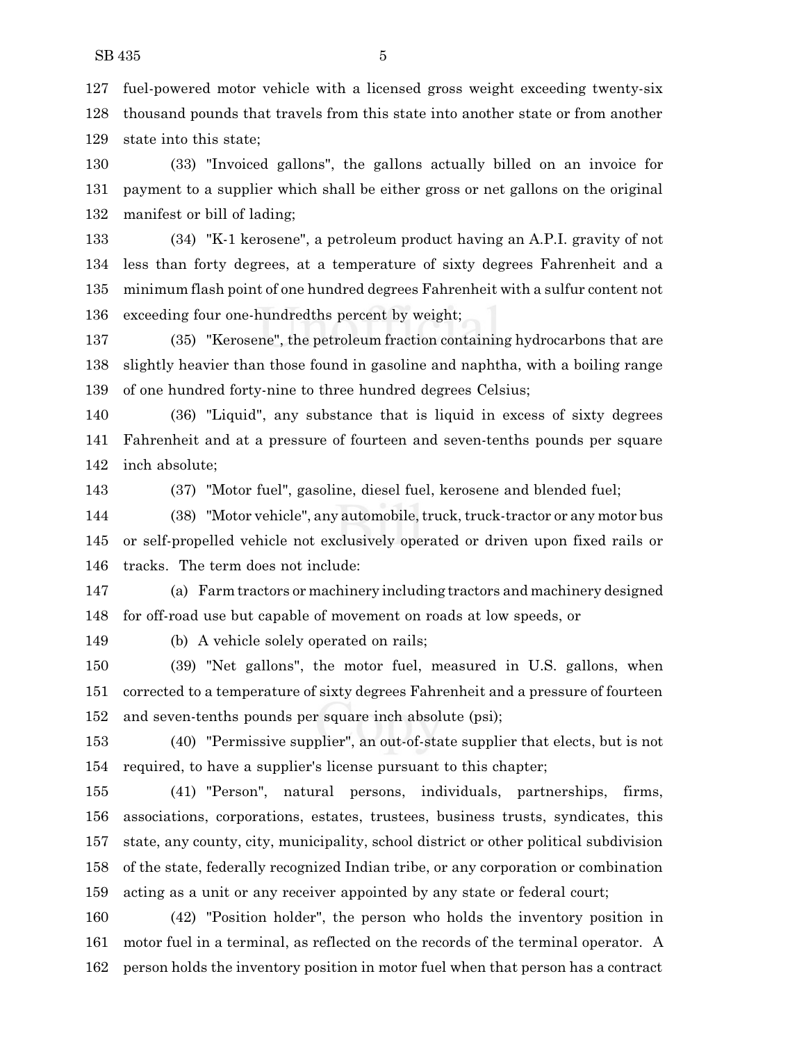fuel-powered motor vehicle with a licensed gross weight exceeding twenty-six thousand pounds that travels from this state into another state or from another state into this state;

(33) "Invoiced gallons", the gallons actually billed on an invoice for payment to a supplier which shall be either gross or net gallons on the original manifest or bill of lading;

(34) "K-1 kerosene", a petroleum product having an A.P.I. gravity of not less than forty degrees, at a temperature of sixty degrees Fahrenheit and a minimum flash point of one hundred degrees Fahrenheit with a sulfur content not exceeding four one-hundredths percent by weight;

(35) "Kerosene", the petroleum fraction containing hydrocarbons that are slightly heavier than those found in gasoline and naphtha, with a boiling range of one hundred forty-nine to three hundred degrees Celsius;

(36) "Liquid", any substance that is liquid in excess of sixty degrees Fahrenheit and at a pressure of fourteen and seven-tenths pounds per square inch absolute;

(37) "Motor fuel", gasoline, diesel fuel, kerosene and blended fuel;

(38) "Motor vehicle", any automobile, truck, truck-tractor or any motor bus or self-propelled vehicle not exclusively operated or driven upon fixed rails or tracks. The term does not include:

(a) Farm tractors or machinery including tractors and machinery designed for off-road use but capable of movement on roads at low speeds, or

(b) A vehicle solely operated on rails;

(39) "Net gallons", the motor fuel, measured in U.S. gallons, when corrected to a temperature of sixty degrees Fahrenheit and a pressure of fourteen and seven-tenths pounds per square inch absolute (psi);

(40) "Permissive supplier", an out-of-state supplier that elects, but is not required, to have a supplier's license pursuant to this chapter;

(41) "Person", natural persons, individuals, partnerships, firms, associations, corporations, estates, trustees, business trusts, syndicates, this state, any county, city, municipality, school district or other political subdivision of the state, federally recognized Indian tribe, or any corporation or combination acting as a unit or any receiver appointed by any state or federal court;

(42) "Position holder", the person who holds the inventory position in motor fuel in a terminal, as reflected on the records of the terminal operator. A person holds the inventory position in motor fuel when that person has a contract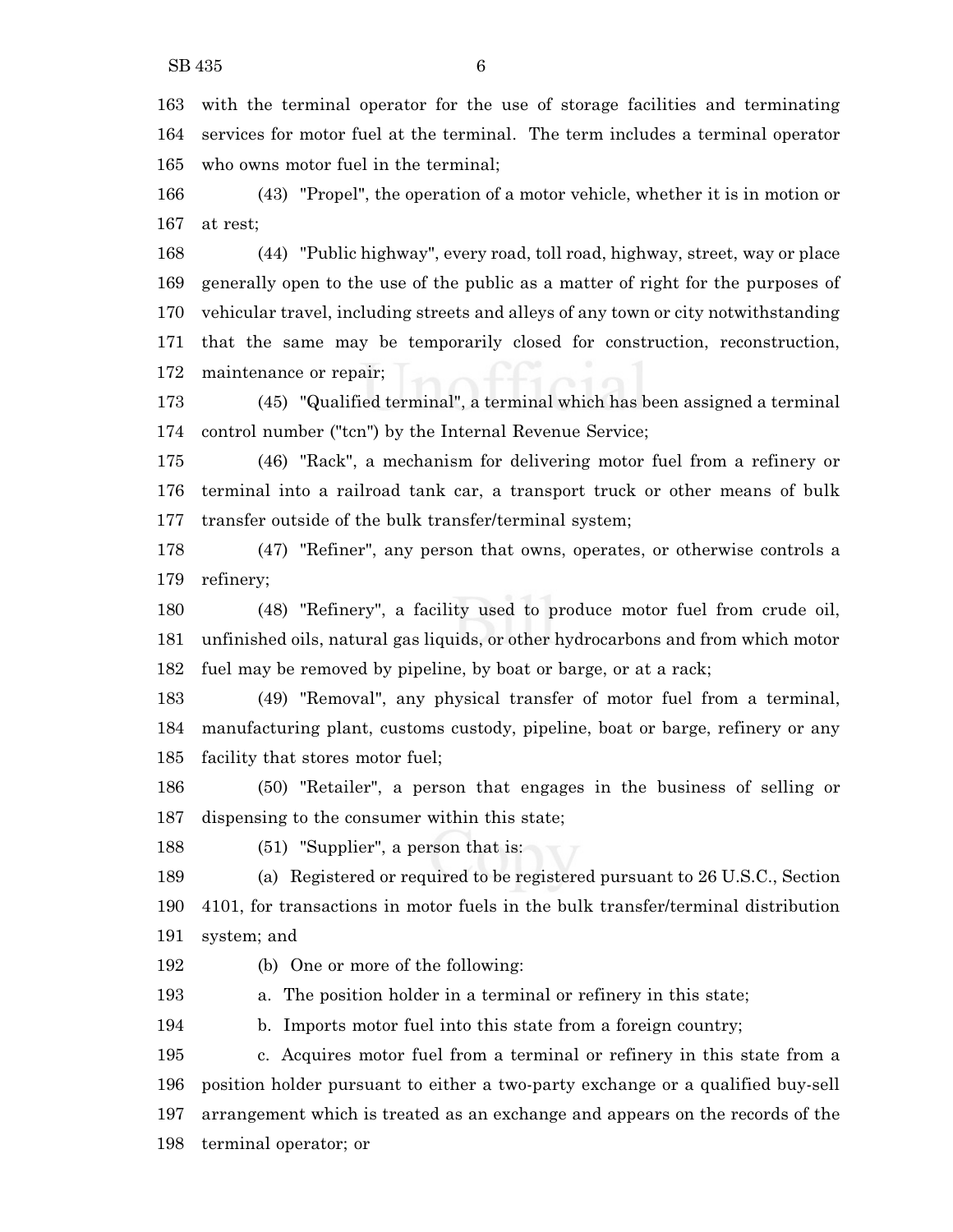with the terminal operator for the use of storage facilities and terminating services for motor fuel at the terminal. The term includes a terminal operator who owns motor fuel in the terminal;

(43) "Propel", the operation of a motor vehicle, whether it is in motion or at rest;

(44) "Public highway", every road, toll road, highway, street, way or place generally open to the use of the public as a matter of right for the purposes of vehicular travel, including streets and alleys of any town or city notwithstanding that the same may be temporarily closed for construction, reconstruction, maintenance or repair;

(45) "Qualified terminal", a terminal which has been assigned a terminal control number ("tcn") by the Internal Revenue Service;

(46) "Rack", a mechanism for delivering motor fuel from a refinery or terminal into a railroad tank car, a transport truck or other means of bulk transfer outside of the bulk transfer/terminal system;

(47) "Refiner", any person that owns, operates, or otherwise controls a refinery;

(48) "Refinery", a facility used to produce motor fuel from crude oil, unfinished oils, natural gas liquids, or other hydrocarbons and from which motor fuel may be removed by pipeline, by boat or barge, or at a rack;

(49) "Removal", any physical transfer of motor fuel from a terminal, manufacturing plant, customs custody, pipeline, boat or barge, refinery or any facility that stores motor fuel;

(50) "Retailer", a person that engages in the business of selling or dispensing to the consumer within this state;

(51) "Supplier", a person that is:

(a) Registered or required to be registered pursuant to 26 U.S.C., Section 4101, for transactions in motor fuels in the bulk transfer/terminal distribution system; and

(b) One or more of the following:

a. The position holder in a terminal or refinery in this state;

b. Imports motor fuel into this state from a foreign country;

c. Acquires motor fuel from a terminal or refinery in this state from a position holder pursuant to either a two-party exchange or a qualified buy-sell arrangement which is treated as an exchange and appears on the records of the terminal operator; or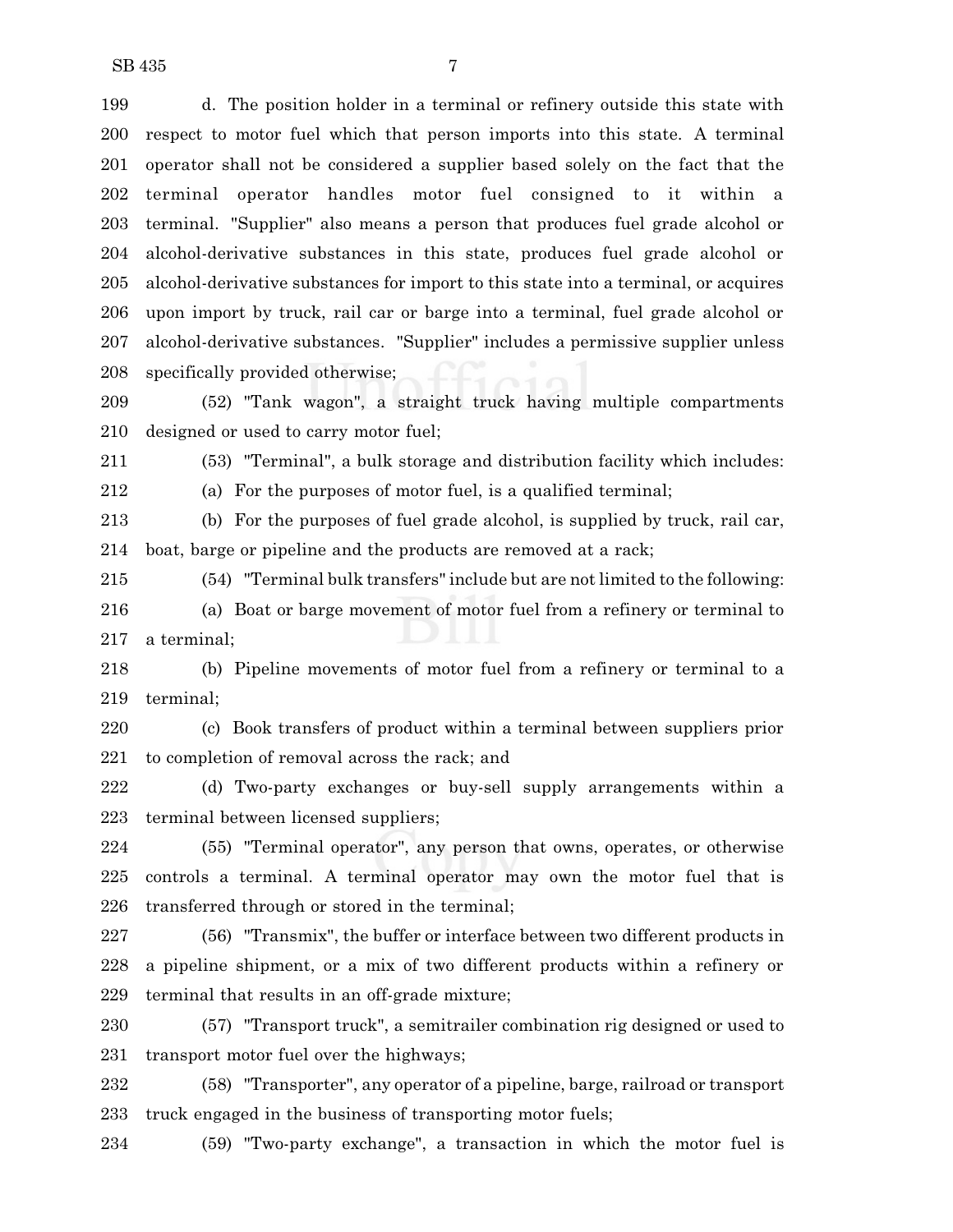d. The position holder in a terminal or refinery outside this state with respect to motor fuel which that person imports into this state. A terminal operator shall not be considered a supplier based solely on the fact that the terminal operator handles motor fuel consigned to it within a terminal. "Supplier" also means a person that produces fuel grade alcohol or alcohol-derivative substances in this state, produces fuel grade alcohol or alcohol-derivative substances for import to this state into a terminal, or acquires upon import by truck, rail car or barge into a terminal, fuel grade alcohol or alcohol-derivative substances. "Supplier" includes a permissive supplier unless specifically provided otherwise;

(52) "Tank wagon", a straight truck having multiple compartments designed or used to carry motor fuel;

(53) "Terminal", a bulk storage and distribution facility which includes:

(a) For the purposes of motor fuel, is a qualified terminal;

(b) For the purposes of fuel grade alcohol, is supplied by truck, rail car, boat, barge or pipeline and the products are removed at a rack;

(54) "Terminal bulk transfers" include but are not limited to the following:

(a) Boat or barge movement of motor fuel from a refinery or terminal to a terminal;

(b) Pipeline movements of motor fuel from a refinery or terminal to a terminal;

(c) Book transfers of product within a terminal between suppliers prior to completion of removal across the rack; and

(d) Two-party exchanges or buy-sell supply arrangements within a terminal between licensed suppliers;

(55) "Terminal operator", any person that owns, operates, or otherwise controls a terminal. A terminal operator may own the motor fuel that is transferred through or stored in the terminal;

(56) "Transmix", the buffer or interface between two different products in a pipeline shipment, or a mix of two different products within a refinery or terminal that results in an off-grade mixture;

(57) "Transport truck", a semitrailer combination rig designed or used to transport motor fuel over the highways;

(58) "Transporter", any operator of a pipeline, barge, railroad or transport truck engaged in the business of transporting motor fuels;

(59) "Two-party exchange", a transaction in which the motor fuel is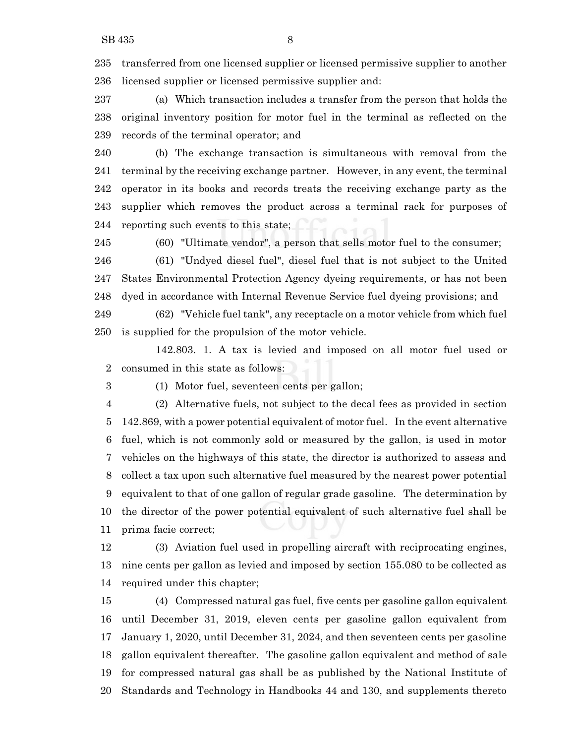transferred from one licensed supplier or licensed permissive supplier to another licensed supplier or licensed permissive supplier and:

(a) Which transaction includes a transfer from the person that holds the original inventory position for motor fuel in the terminal as reflected on the records of the terminal operator; and

(b) The exchange transaction is simultaneous with removal from the terminal by the receiving exchange partner. However, in any event, the terminal operator in its books and records treats the receiving exchange party as the supplier which removes the product across a terminal rack for purposes of reporting such events to this state;

(60) "Ultimate vendor", a person that sells motor fuel to the consumer;

(61) "Undyed diesel fuel", diesel fuel that is not subject to the United States Environmental Protection Agency dyeing requirements, or has not been dyed in accordance with Internal Revenue Service fuel dyeing provisions; and

(62) "Vehicle fuel tank", any receptacle on a motor vehicle from which fuel is supplied for the propulsion of the motor vehicle.

142.803. 1. A tax is levied and imposed on all motor fuel used or consumed in this state as follows:

(1) Motor fuel, seventeen cents per gallon;

(2) Alternative fuels, not subject to the decal fees as provided in section 142.869, with a power potential equivalent of motor fuel. In the event alternative fuel, which is not commonly sold or measured by the gallon, is used in motor vehicles on the highways of this state, the director is authorized to assess and collect a tax upon such alternative fuel measured by the nearest power potential equivalent to that of one gallon of regular grade gasoline. The determination by the director of the power potential equivalent of such alternative fuel shall be prima facie correct;

(3) Aviation fuel used in propelling aircraft with reciprocating engines, nine cents per gallon as levied and imposed by section 155.080 to be collected as required under this chapter;

(4) Compressed natural gas fuel, five cents per gasoline gallon equivalent until December 31, 2019, eleven cents per gasoline gallon equivalent from January 1, 2020, until December 31, 2024, and then seventeen cents per gasoline gallon equivalent thereafter. The gasoline gallon equivalent and method of sale for compressed natural gas shall be as published by the National Institute of Standards and Technology in Handbooks 44 and 130, and supplements thereto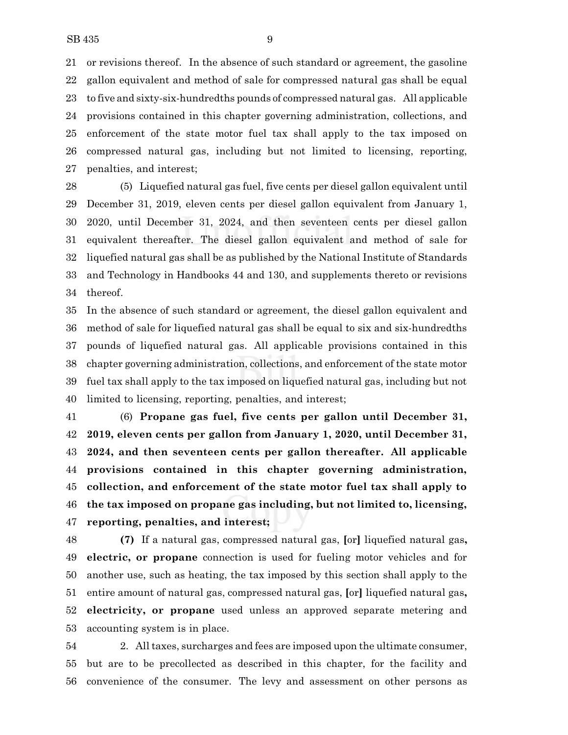or revisions thereof. In the absence of such standard or agreement, the gasoline gallon equivalent and method of sale for compressed natural gas shall be equal to five and sixty-six-hundredths pounds of compressed natural gas. All applicable provisions contained in this chapter governing administration, collections, and enforcement of the state motor fuel tax shall apply to the tax imposed on compressed natural gas, including but not limited to licensing, reporting, penalties, and interest;

(5) Liquefied natural gas fuel, five cents per diesel gallon equivalent until December 31, 2019, eleven cents per diesel gallon equivalent from January 1, 2020, until December 31, 2024, and then seventeen cents per diesel gallon equivalent thereafter. The diesel gallon equivalent and method of sale for liquefied natural gas shall be as published by the National Institute of Standards and Technology in Handbooks 44 and 130, and supplements thereto or revisions thereof.

In the absence of such standard or agreement, the diesel gallon equivalent and method of sale for liquefied natural gas shall be equal to six and six-hundredths pounds of liquefied natural gas. All applicable provisions contained in this chapter governing administration, collections, and enforcement of the state motor fuel tax shall apply to the tax imposed on liquefied natural gas, including but not limited to licensing, reporting, penalties, and interest;

(6) **Propane gas fuel, five cents per gallon until December 31, 2019, eleven cents per gallon from January 1, 2020, until December 31, 2024, and then seventeen cents per gallon thereafter. All applicable provisions contained in this chapter governing administration, collection, and enforcement of the state motor fuel tax shall apply to the tax imposed on propane gas including, but not limited to, licensing, reporting, penalties, and interest;**

**(7)** If a natural gas, compressed natural gas, **[**or**]** liquefied natural gas**, electric, or propane** connection is used for fueling motor vehicles and for another use, such as heating, the tax imposed by this section shall apply to the entire amount of natural gas, compressed natural gas, **[**or**]** liquefied natural gas**, electricity, or propane** used unless an approved separate metering and accounting system is in place.

2. All taxes, surcharges and fees are imposed upon the ultimate consumer, but are to be precollected as described in this chapter, for the facility and convenience of the consumer. The levy and assessment on other persons as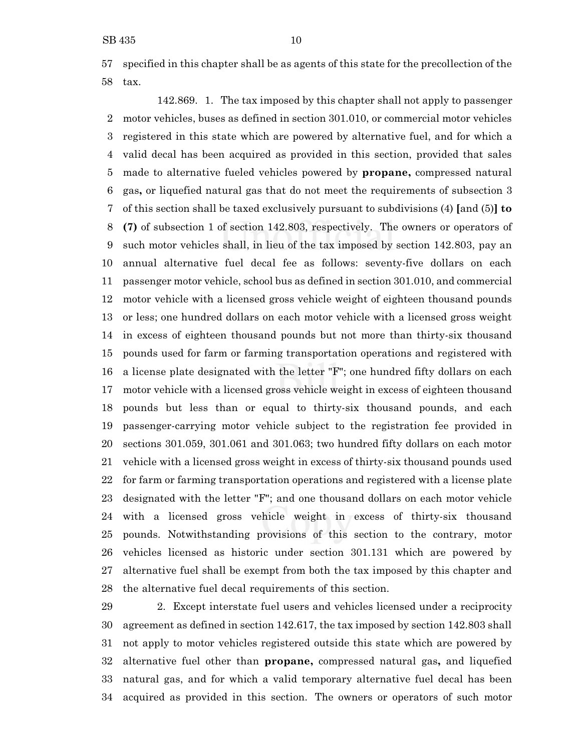specified in this chapter shall be as agents of this state for the precollection of the tax.

142.869. 1. The tax imposed by this chapter shall not apply to passenger motor vehicles, buses as defined in section 301.010, or commercial motor vehicles registered in this state which are powered by alternative fuel, and for which a valid decal has been acquired as provided in this section, provided that sales made to alternative fueled vehicles powered by **propane,** compressed natural gas**,** or liquefied natural gas that do not meet the requirements of subsection 3 of this section shall be taxed exclusively pursuant to subdivisions (4) **[**and (5)**] to (7)** of subsection 1 of section 142.803, respectively. The owners or operators of such motor vehicles shall, in lieu of the tax imposed by section 142.803, pay an annual alternative fuel decal fee as follows: seventy-five dollars on each passenger motor vehicle, school bus as defined in section 301.010, and commercial motor vehicle with a licensed gross vehicle weight of eighteen thousand pounds or less; one hundred dollars on each motor vehicle with a licensed gross weight in excess of eighteen thousand pounds but not more than thirty-six thousand pounds used for farm or farming transportation operations and registered with a license plate designated with the letter "F"; one hundred fifty dollars on each motor vehicle with a licensed gross vehicle weight in excess of eighteen thousand pounds but less than or equal to thirty-six thousand pounds, and each passenger-carrying motor vehicle subject to the registration fee provided in sections 301.059, 301.061 and 301.063; two hundred fifty dollars on each motor vehicle with a licensed gross weight in excess of thirty-six thousand pounds used for farm or farming transportation operations and registered with a license plate designated with the letter "F"; and one thousand dollars on each motor vehicle with a licensed gross vehicle weight in excess of thirty-six thousand pounds. Notwithstanding provisions of this section to the contrary, motor vehicles licensed as historic under section 301.131 which are powered by alternative fuel shall be exempt from both the tax imposed by this chapter and the alternative fuel decal requirements of this section.

2. Except interstate fuel users and vehicles licensed under a reciprocity agreement as defined in section 142.617, the tax imposed by section 142.803 shall not apply to motor vehicles registered outside this state which are powered by alternative fuel other than **propane,** compressed natural gas**,** and liquefied natural gas, and for which a valid temporary alternative fuel decal has been acquired as provided in this section. The owners or operators of such motor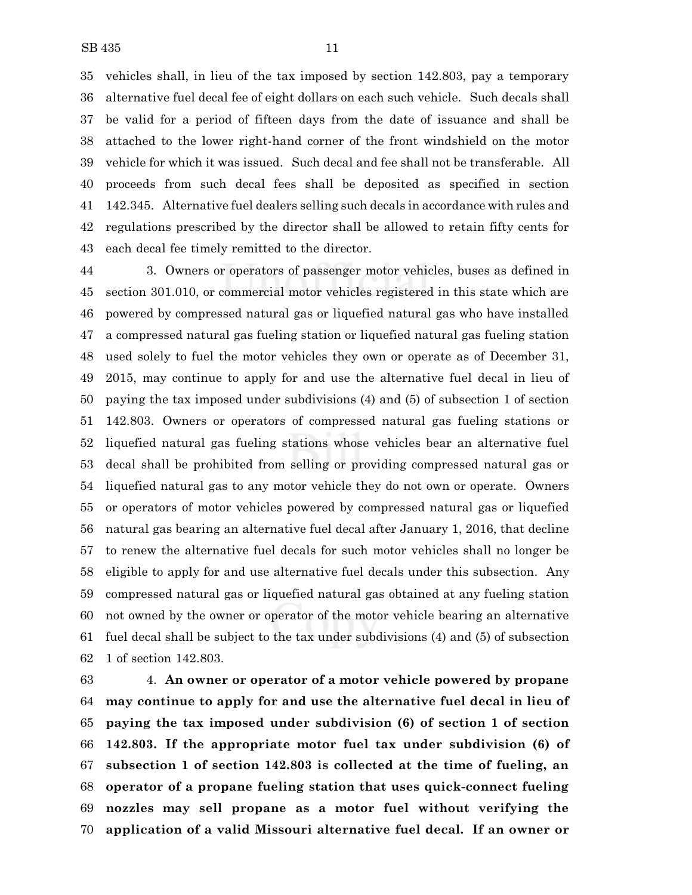vehicles shall, in lieu of the tax imposed by section 142.803, pay a temporary alternative fuel decal fee of eight dollars on each such vehicle. Such decals shall be valid for a period of fifteen days from the date of issuance and shall be attached to the lower right-hand corner of the front windshield on the motor vehicle for which it was issued. Such decal and fee shall not be transferable. All proceeds from such decal fees shall be deposited as specified in section 142.345. Alternative fuel dealers selling such decals in accordance with rules and regulations prescribed by the director shall be allowed to retain fifty cents for each decal fee timely remitted to the director.

3. Owners or operators of passenger motor vehicles, buses as defined in section 301.010, or commercial motor vehicles registered in this state which are powered by compressed natural gas or liquefied natural gas who have installed a compressed natural gas fueling station or liquefied natural gas fueling station used solely to fuel the motor vehicles they own or operate as of December 31, 2015, may continue to apply for and use the alternative fuel decal in lieu of paying the tax imposed under subdivisions (4) and (5) of subsection 1 of section 142.803. Owners or operators of compressed natural gas fueling stations or liquefied natural gas fueling stations whose vehicles bear an alternative fuel decal shall be prohibited from selling or providing compressed natural gas or liquefied natural gas to any motor vehicle they do not own or operate. Owners or operators of motor vehicles powered by compressed natural gas or liquefied natural gas bearing an alternative fuel decal after January 1, 2016, that decline to renew the alternative fuel decals for such motor vehicles shall no longer be eligible to apply for and use alternative fuel decals under this subsection. Any compressed natural gas or liquefied natural gas obtained at any fueling station not owned by the owner or operator of the motor vehicle bearing an alternative fuel decal shall be subject to the tax under subdivisions (4) and (5) of subsection 1 of section 142.803.

4. **An owner or operator of a motor vehicle powered by propane may continue to apply for and use the alternative fuel decal in lieu of paying the tax imposed under subdivision (6) of section 1 of section 142.803. If the appropriate motor fuel tax under subdivision (6) of subsection 1 of section 142.803 is collected at the time of fueling, an operator of a propane fueling station that uses quick-connect fueling nozzles may sell propane as a motor fuel without verifying the application of a valid Missouri alternative fuel decal. If an owner or**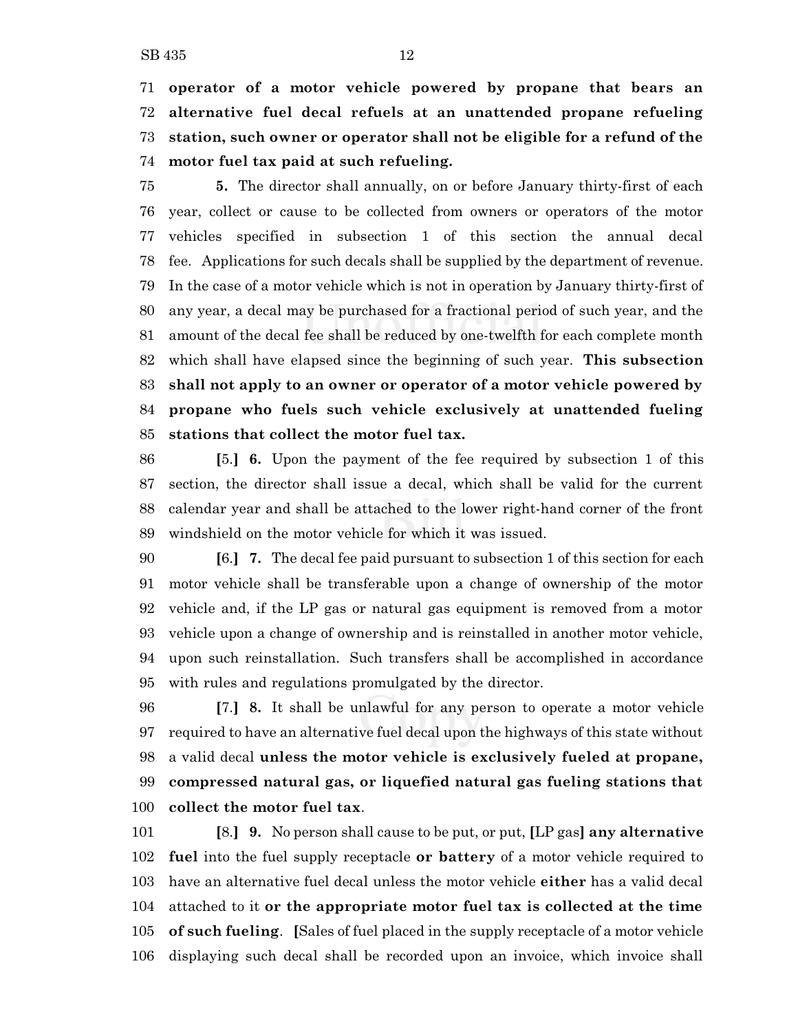**operator of a motor vehicle powered by propane that bears an alternative fuel decal refuels at an unattended propane refueling station, such owner or operator shall not be eligible for a refund of the motor fuel tax paid at such refueling.**

**5.** The director shall annually, on or before January thirty-first of each year, collect or cause to be collected from owners or operators of the motor vehicles specified in subsection 1 of this section the annual decal fee. Applications for such decals shall be supplied by the department of revenue. In the case of a motor vehicle which is not in operation by January thirty-first of any year, a decal may be purchased for a fractional period of such year, and the amount of the decal fee shall be reduced by one-twelfth for each complete month which shall have elapsed since the beginning of such year. **This subsection shall not apply to an owner or operator of a motor vehicle powered by propane who fuels such vehicle exclusively at unattended fueling stations that collect the motor fuel tax.**

**[**5.**]** **6.** Upon the payment of the fee required by subsection 1 of this section, the director shall issue a decal, which shall be valid for the current calendar year and shall be attached to the lower right-hand corner of the front windshield on the motor vehicle for which it was issued.

**[**6.**]** **7.** The decal fee paid pursuant to subsection 1 of this section for each motor vehicle shall be transferable upon a change of ownership of the motor vehicle and, if the LP gas or natural gas equipment is removed from a motor vehicle upon a change of ownership and is reinstalled in another motor vehicle, upon such reinstallation. Such transfers shall be accomplished in accordance with rules and regulations promulgated by the director.

**[**7.**]** **8.** It shall be unlawful for any person to operate a motor vehicle required to have an alternative fuel decal upon the highways of this state without a valid decal **unless the motor vehicle is exclusively fueled at propane, compressed natural gas, or liquefied natural gas fueling stations that collect the motor fuel tax**.

**[**8.**]** **9.** No person shall cause to be put, or put, **[**LP gas**]** **any alternative fuel** into the fuel supply receptacle **or battery** of a motor vehicle required to have an alternative fuel decal unless the motor vehicle **either** has a valid decal attached to it **or the appropriate motor fuel tax is collected at the time of such fueling**. **[**Sales of fuel placed in the supply receptacle of a motor vehicle displaying such decal shall be recorded upon an invoice, which invoice shall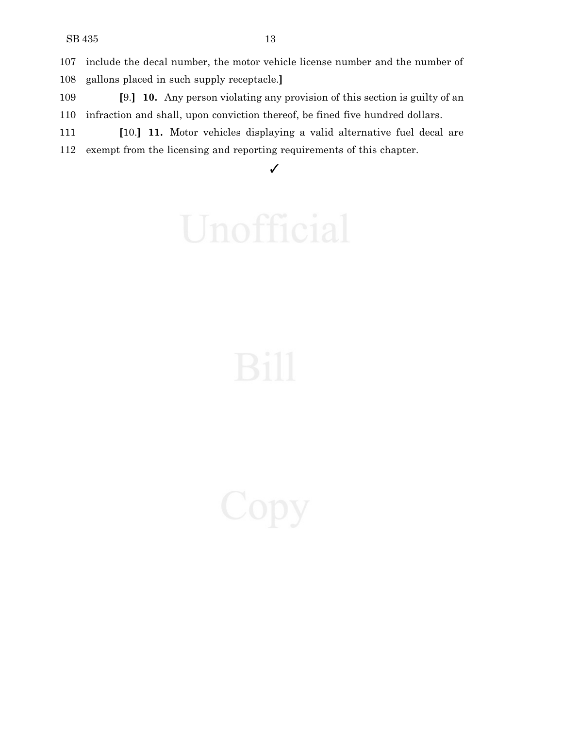107 include the decal number, the motor vehicle license number and the number of

108 gallons placed in such supply receptacle.**]**

109 **[**9.**]** **10.** Any person violating any provision of this section is guilty of an

110 infraction and shall, upon conviction thereof, be fined five hundred dollars.

111 **[**10.**]** **11.** Motor vehicles displaying a valid alternative fuel decal are

112 exempt from the licensing and reporting requirements of this chapter.

✓